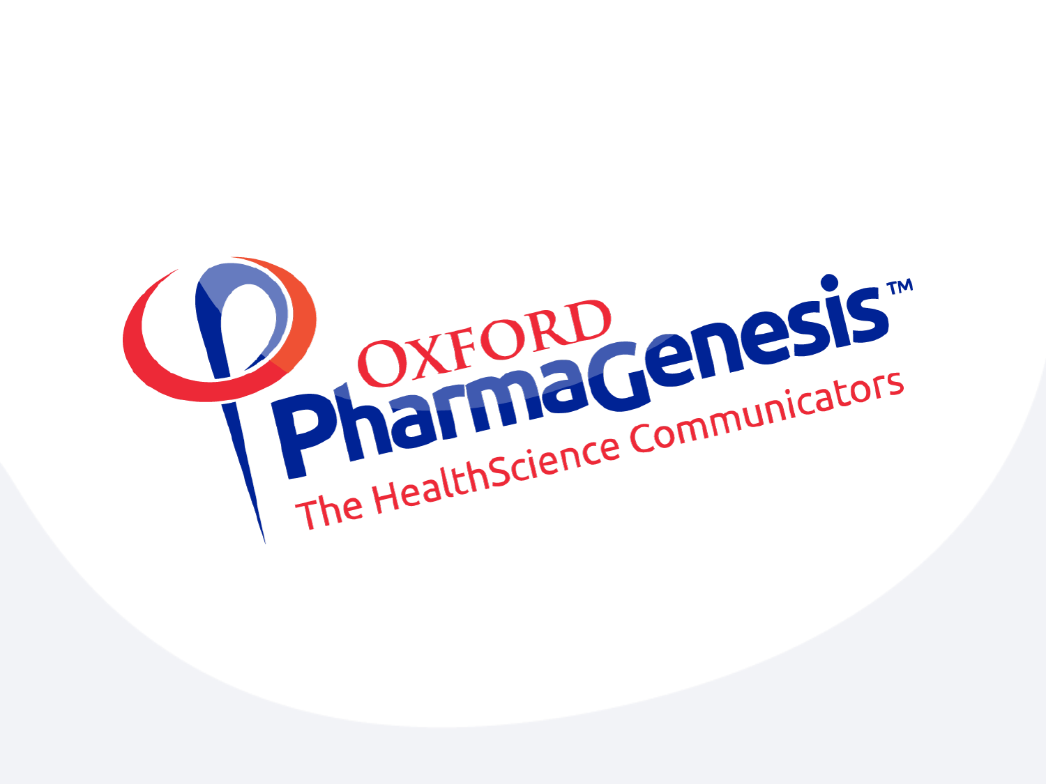OXFORD PharmaGenesis™

The HealthScience Communicators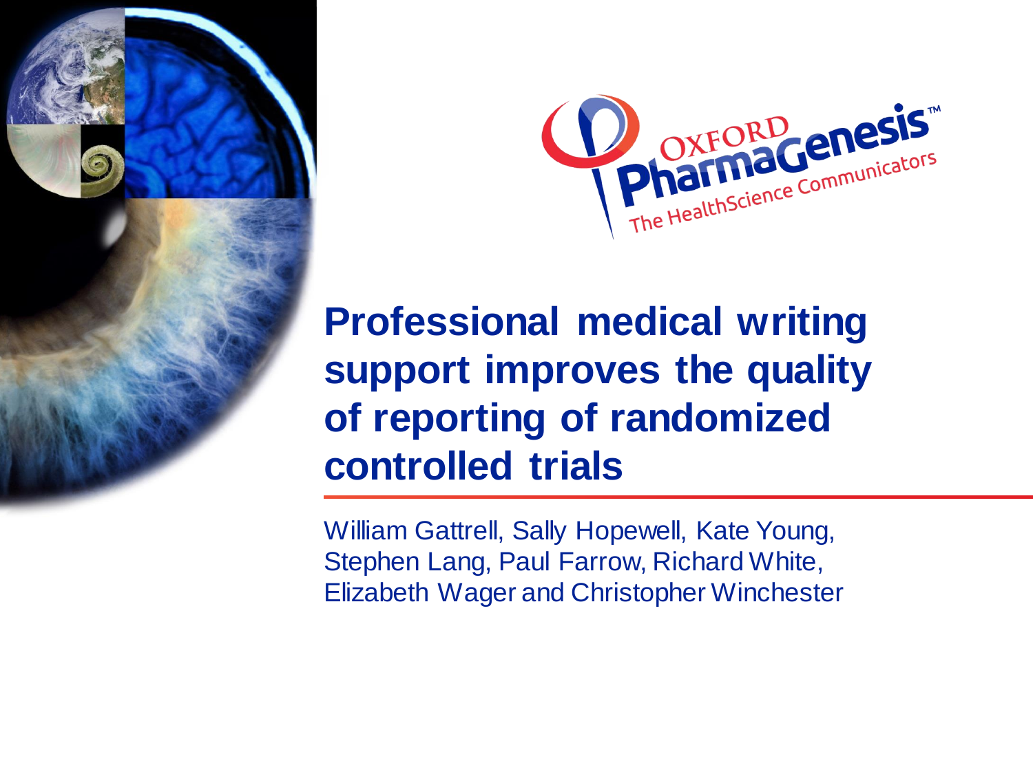Oxford PharmaGenesis™

The HealthScience Communicators

# Professional medical writing support improves the quality of reporting of randomized controlled trials

William Gattrell, Sally Hopewell, Kate Young, Stephen Lang, Paul Farrow, Richard White, Elizabeth Wager and Christopher Winchester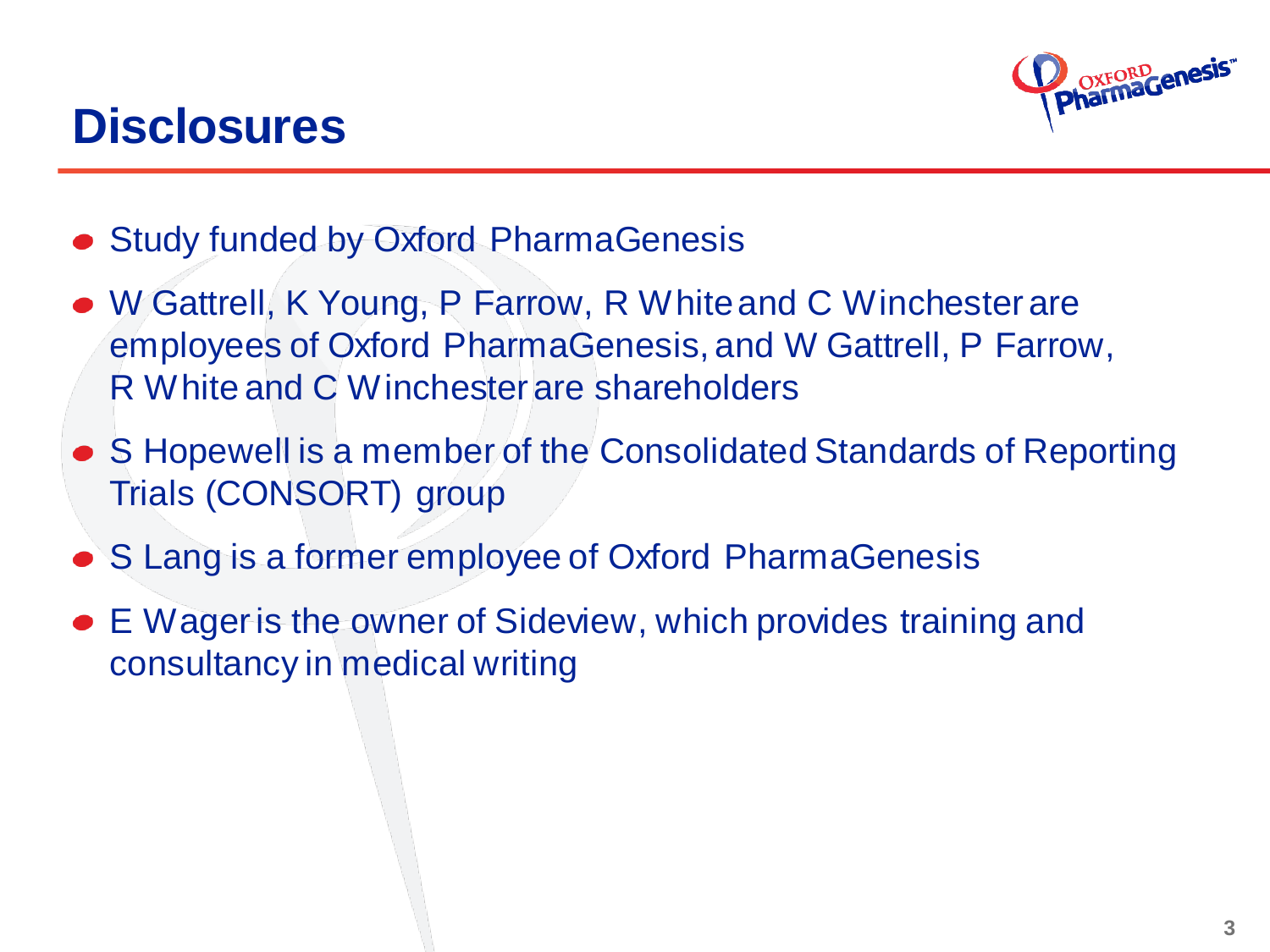# Disclosures

- Study funded by Oxford PharmaGenesis
- W Gattrell, K Young, P Farrow, R White and C Winchester are employees of Oxford PharmaGenesis, and W Gattrell, P Farrow, R White and C Winchester are shareholders
- S Hopewell is a member of the Consolidated Standards of Reporting Trials (CONSORT) group
- S Lang is a former employee of Oxford PharmaGenesis
- E Wager is the owner of Sideview, which provides training and consultancy in medical writing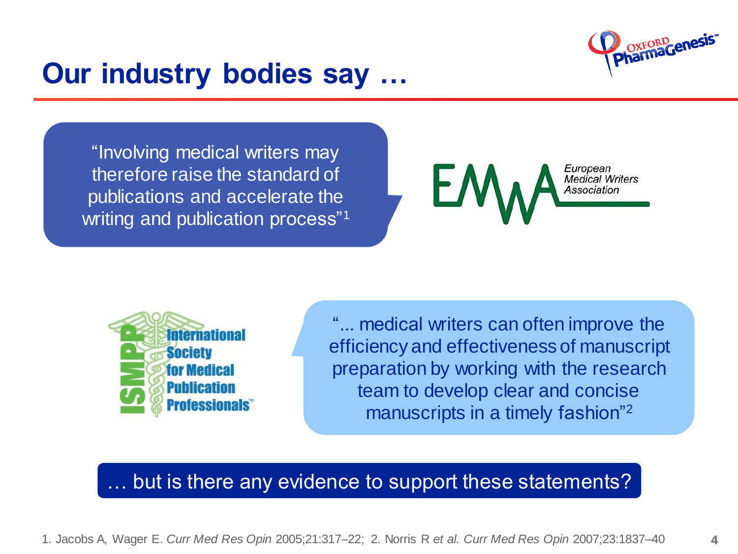# Our industry bodies say …

"Involving medical writers may therefore raise the standard of publications and accelerate the writing and publication process"[1]

European Medical Writers Association

International Society for Medical Publication Professionals

"... medical writers can often improve the efficiency and effectiveness of manuscript preparation by working with the research team to develop clear and concise manuscripts in a timely fashion"[2]

… but is there any evidence to support these statements?

1. Jacobs A, Wager E. *Curr Med Res Opin* 2005;21:317–22; 2. Norris R *et al. Curr Med Res Opin* 2007;23:1837–40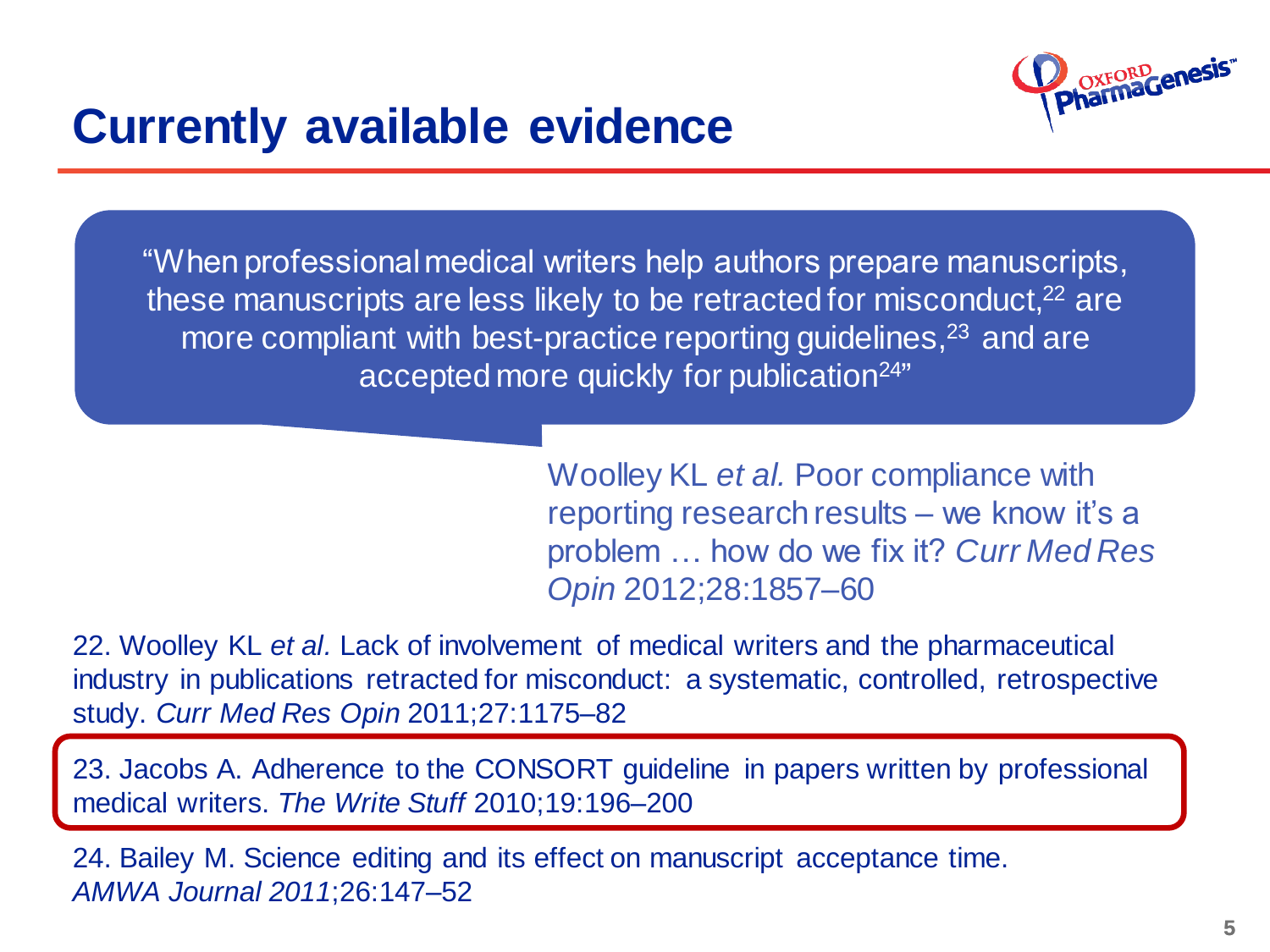# Currently available evidence

"When professional medical writers help authors prepare manuscripts, these manuscripts are less likely to be retracted for misconduct,[22] are more compliant with best-practice reporting guidelines,[23] and are accepted more quickly for publication[24]"

Woolley KL *et al.* Poor compliance with reporting research results – we know it's a problem … how do we fix it? *Curr Med Res Opin* 2012;28:1857–60

22. Woolley KL *et al.* Lack of involvement of medical writers and the pharmaceutical industry in publications retracted for misconduct: a systematic, controlled, retrospective study. *Curr Med Res Opin* 2011;27:1175–82

23. Jacobs A. Adherence to the CONSORT guideline in papers written by professional medical writers. *The Write Stuff* 2010;19:196–200

24. Bailey M. Science editing and its effect on manuscript acceptance time. *AMWA Journal 2011*;26:147–52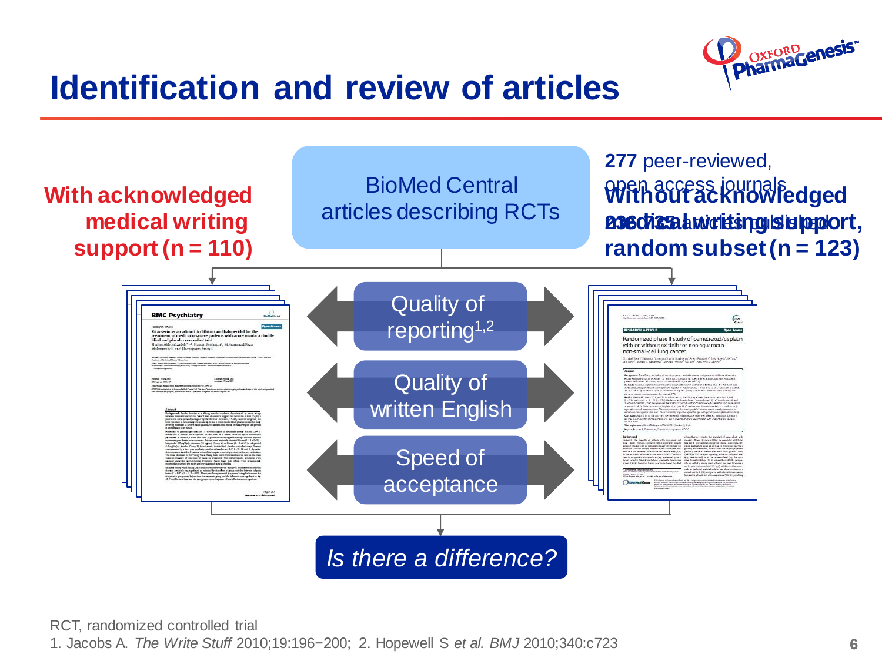# Identification and review of articles

BioMed Central articles describing RCTs

**277** peer-reviewed, open access journals

**2361** articles published

**With acknowledged medical writing support (n = 110)**

**Without acknowledged medical writing support, random subset (n = 123)**

Quality of reporting[1,2]

Quality of written English

Speed of acceptance

*Is there a difference?*

RCT, randomized controlled trial

1. Jacobs A. *The Write Stuff* 2010;19:196−200; 2. Hopewell S *et al. BMJ* 2010;340:c723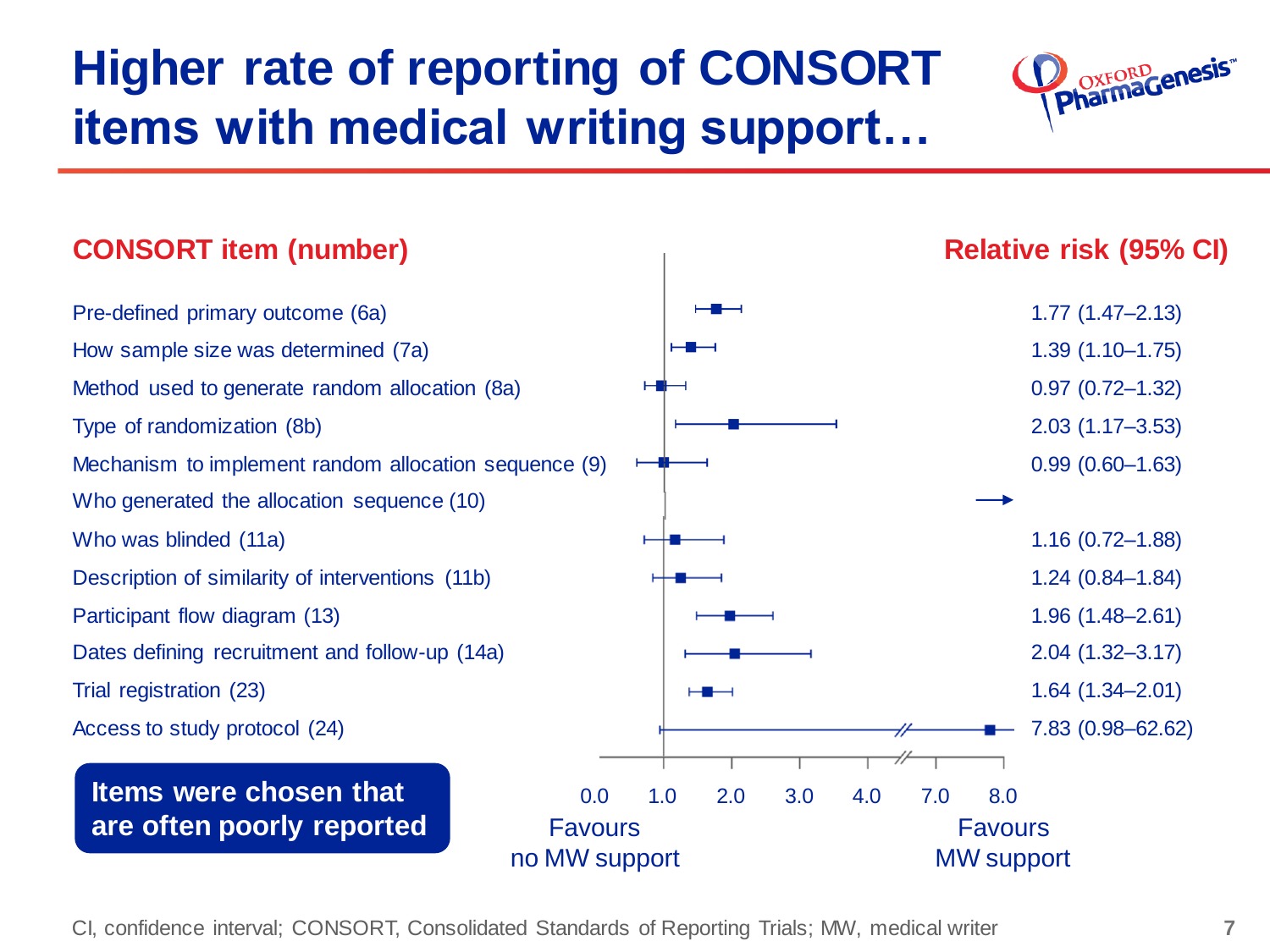# Higher rate of reporting of CONSORT items with medical writing support…

| CONSORT item (number) | Relative risk (95% CI) |
|---|---|
| Pre-defined primary outcome (6a) | 1.77 (1.47–2.13) |
| How sample size was determined (7a) | 1.39 (1.10–1.75) |
| Method used to generate random allocation (8a) | 0.97 (0.72–1.32) |
| Type of randomization (8b) | 2.03 (1.17–3.53) |
| Mechanism to implement random allocation sequence (9) | 0.99 (0.60–1.63) |
| Who generated the allocation sequence (10) | → |
| Who was blinded (11a) | 1.16 (0.72–1.88) |
| Description of similarity of interventions (11b) | 1.24 (0.84–1.84) |
| Participant flow diagram (13) | 1.96 (1.48–2.61) |
| Dates defining recruitment and follow-up (14a) | 2.04 (1.32–3.17) |
| Trial registration (23) | 1.64 (1.34–2.01) |
| Access to study protocol (24) | 7.83 (0.98–62.62) |

Axis: 0.0, 1.0, 2.0, 3.0, 4.0, 7.0, 8.0 — Favours no MW support / Favours MW support

**Items were chosen that are often poorly reported**

CI, confidence interval; CONSORT, Consolidated Standards of Reporting Trials; MW, medical writer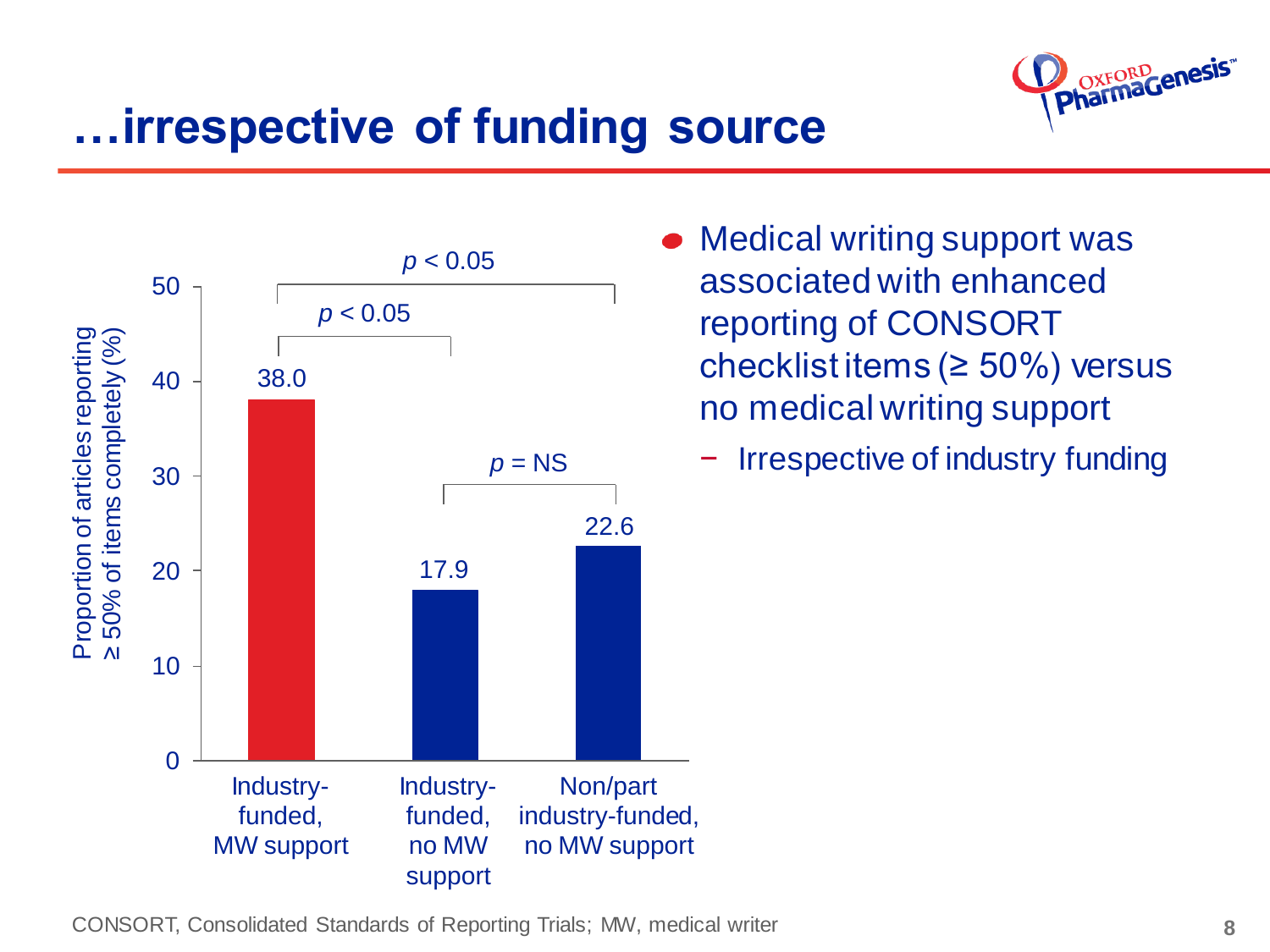# …irrespective of funding source

| | Industry-funded, MW support | Industry-funded, no MW support | Non/part industry-funded, no MW support |
|---|---|---|---|
| Proportion of articles reporting ≥ 50% of items completely (%) | 38.0 | 17.9 | 22.6 |

Industry-funded, MW support vs Industry-funded, no MW support: $p < 0.05$

Industry-funded, MW support vs Non/part industry-funded, no MW support: $p < 0.05$

Industry-funded, no MW support vs Non/part industry-funded, no MW support: $p$ = NS

- Medical writing support was associated with enhanced reporting of CONSORT checklist items (≥ 50%) versus no medical writing support
  - Irrespective of industry funding

CONSORT, Consolidated Standards of Reporting Trials; MW, medical writer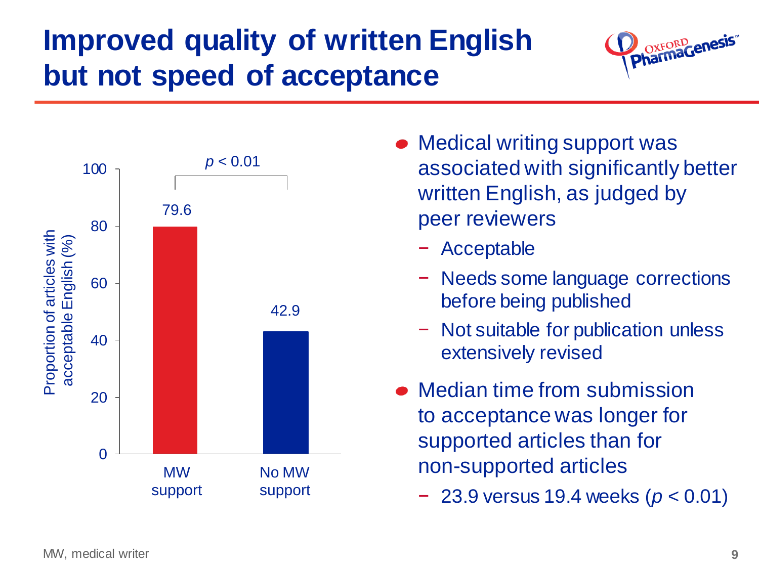# Improved quality of written English but not speed of acceptance

| | Proportion of articles with acceptable English (%) |
|---|---|
| MW support | 79.6 |
| No MW support | 42.9 |

$p < 0.01$

- Medical writing support was associated with significantly better written English, as judged by peer reviewers
  - Acceptable
  - Needs some language corrections before being published
  - Not suitable for publication unless extensively revised
- Median time from submission to acceptance was longer for supported articles than for non-supported articles
  - 23.9 versus 19.4 weeks ($p < 0.01$)

MW, medical writer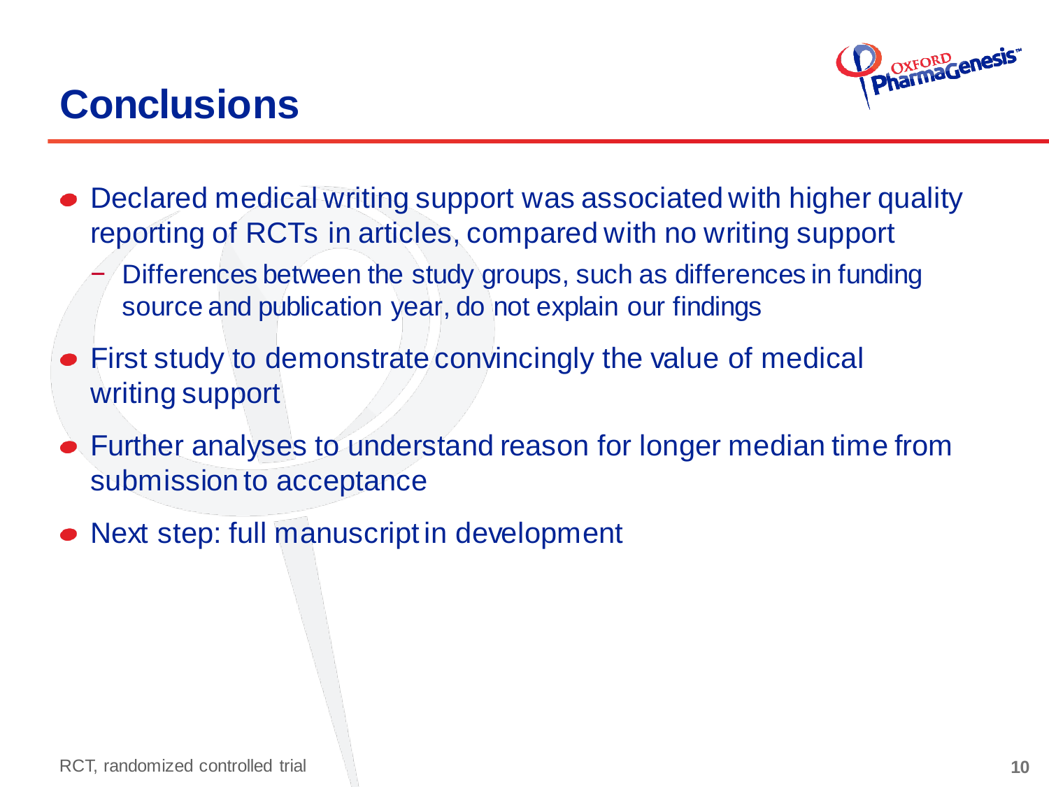# Conclusions

- Declared medical writing support was associated with higher quality reporting of RCTs in articles, compared with no writing support
  - Differences between the study groups, such as differences in funding source and publication year, do not explain our findings
- First study to demonstrate convincingly the value of medical writing support
- Further analyses to understand reason for longer median time from submission to acceptance
- Next step: full manuscript in development

RCT, randomized controlled trial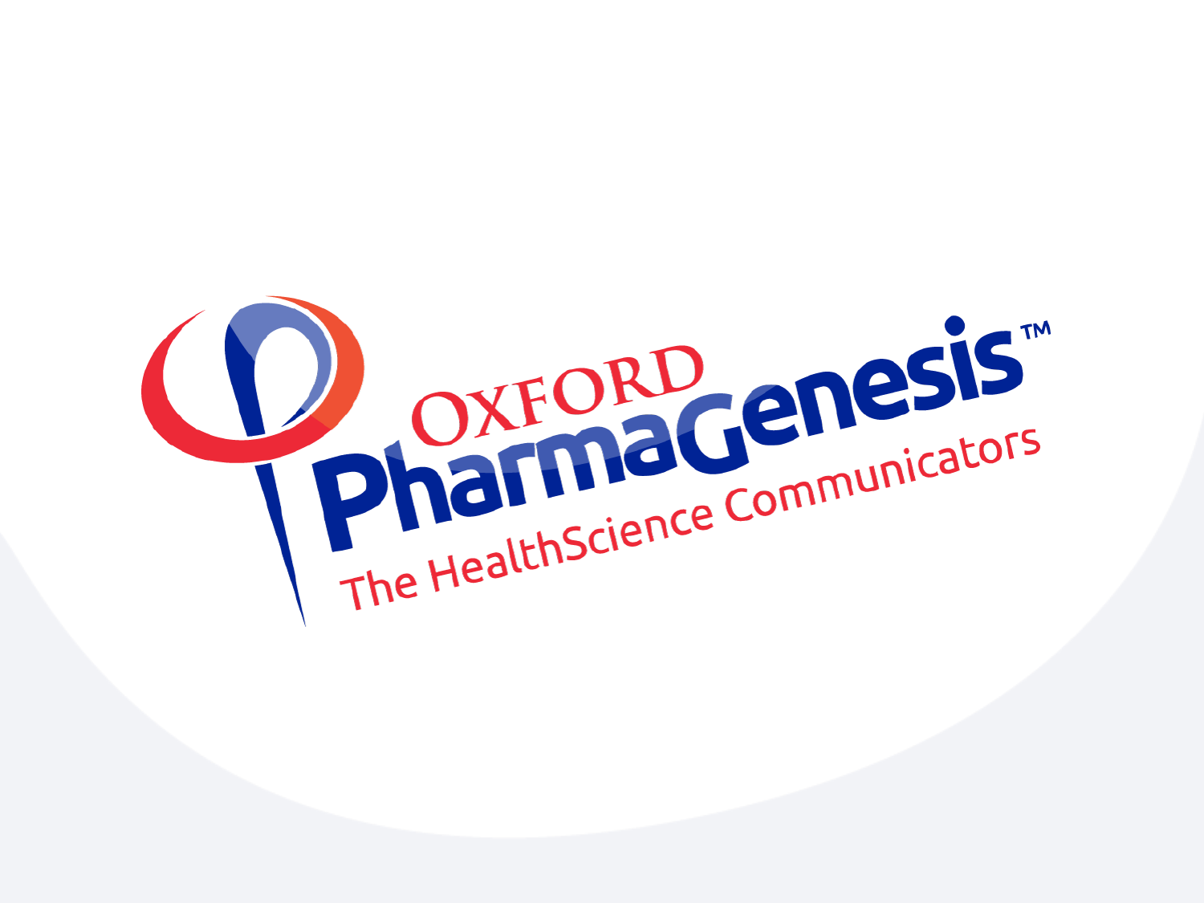OXFORD PharmaGenesis™

The HealthScience Communicators